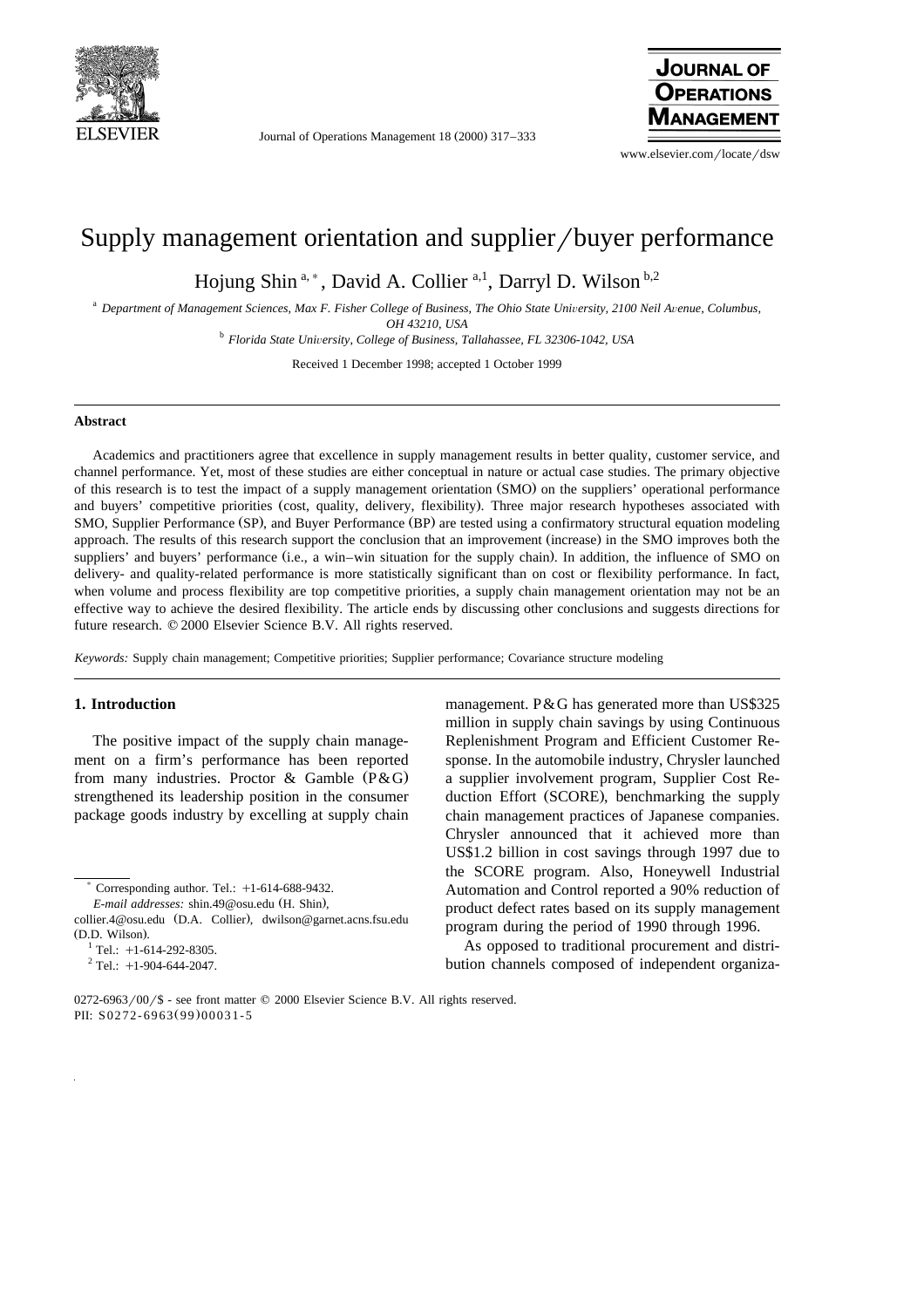# Supply management orientation and supplier/buyer performance

Hojung Shin [a,*], David A. Collier [a,1], Darryl D. Wilson [b,2]

[a] Department of Management Sciences, Max F. Fisher College of Business, The Ohio State University, 2100 Neil Avenue, Columbus, OH 43210, USA

[b] Florida State University, College of Business, Tallahassee, FL 32306-1042, USA

Received 1 December 1998; accepted 1 October 1999

## Abstract

Academics and practitioners agree that excellence in supply management results in better quality, customer service, and channel performance. Yet, most of these studies are either conceptual in nature or actual case studies. The primary objective of this research is to test the impact of a supply management orientation (SMO) on the suppliers' operational performance and buyers' competitive priorities (cost, quality, delivery, flexibility). Three major research hypotheses associated with SMO, Supplier Performance (SP), and Buyer Performance (BP) are tested using a confirmatory structural equation modeling approach. The results of this research support the conclusion that an improvement (increase) in the SMO improves both the suppliers' and buyers' performance (i.e., a win–win situation for the supply chain). In addition, the influence of SMO on delivery- and quality-related performance is more statistically significant than on cost or flexibility performance. In fact, when volume and process flexibility are top competitive priorities, a supply chain management orientation may not be an effective way to achieve the desired flexibility. The article ends by discussing other conclusions and suggests directions for future research. © 2000 Elsevier Science B.V. All rights reserved.

*Keywords:* Supply chain management; Competitive priorities; Supplier performance; Covariance structure modeling

## 1. Introduction

The positive impact of the supply chain management on a firm's performance has been reported from many industries. Proctor & Gamble (P&G) strengthened its leadership position in the consumer package goods industry by excelling at supply chain management. P&G has generated more than US$325 million in supply chain savings by using Continuous Replenishment Program and Efficient Customer Response. In the automobile industry, Chrysler launched a supplier involvement program, Supplier Cost Reduction Effort (SCORE), benchmarking the supply chain management practices of Japanese companies. Chrysler announced that it achieved more than US$1.2 billion in cost savings through 1997 due to the SCORE program. Also, Honeywell Industrial Automation and Control reported a 90% reduction of product defect rates based on its supply management program during the period of 1990 through 1996.

As opposed to traditional procurement and distribution channels composed of independent organiza-

---

* Corresponding author. Tel.: +1-614-688-9432.
*E-mail addresses:* shin.49@osu.edu (H. Shin), collier.4@osu.edu (D.A. Collier), dwilson@garnet.acns.fsu.edu (D.D. Wilson).

[1] Tel.: +1-614-292-8305.

[2] Tel.: +1-904-644-2047.

0272-6963/00/$ - see front matter © 2000 Elsevier Science B.V. All rights reserved.
PII: S0272-6963(99)00031-5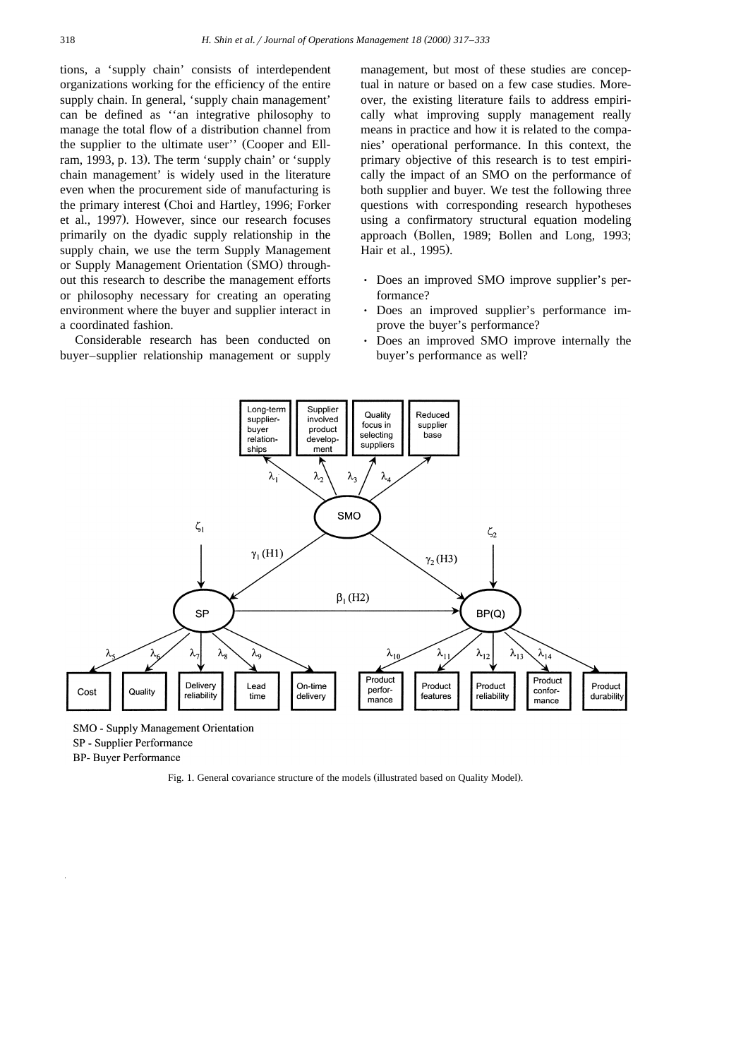tions, a 'supply chain' consists of interdependent organizations working for the efficiency of the entire supply chain. In general, 'supply chain management' can be defined as "an integrative philosophy to manage the total flow of a distribution channel from the supplier to the ultimate user" (Cooper and Ellram, 1993, p. 13). The term 'supply chain' or 'supply chain management' is widely used in the literature even when the procurement side of manufacturing is the primary interest (Choi and Hartley, 1996; Forker et al., 1997). However, since our research focuses primarily on the dyadic supply relationship in the supply chain, we use the term Supply Management or Supply Management Orientation (SMO) throughout this research to describe the management efforts or philosophy necessary for creating an operating environment where the buyer and supplier interact in a coordinated fashion.

Considerable research has been conducted on buyer–supplier relationship management or supply management, but most of these studies are conceptual in nature or based on a few case studies. Moreover, the existing literature fails to address empirically what improving supply management really means in practice and how it is related to the companies' operational performance. In this context, the primary objective of this research is to test empirically the impact of an SMO on the performance of both supplier and buyer. We test the following three questions with corresponding research hypotheses using a confirmatory structural equation modeling approach (Bollen, 1989; Bollen and Long, 1993; Hair et al., 1995).

- Does an improved SMO improve supplier's performance?
- Does an improved supplier's performance improve the buyer's performance?
- Does an improved SMO improve internally the buyer's performance as well?

SMO - Supply Management Orientation
SP - Supplier Performance
BP- Buyer Performance

Fig. 1. General covariance structure of the models (illustrated based on Quality Model).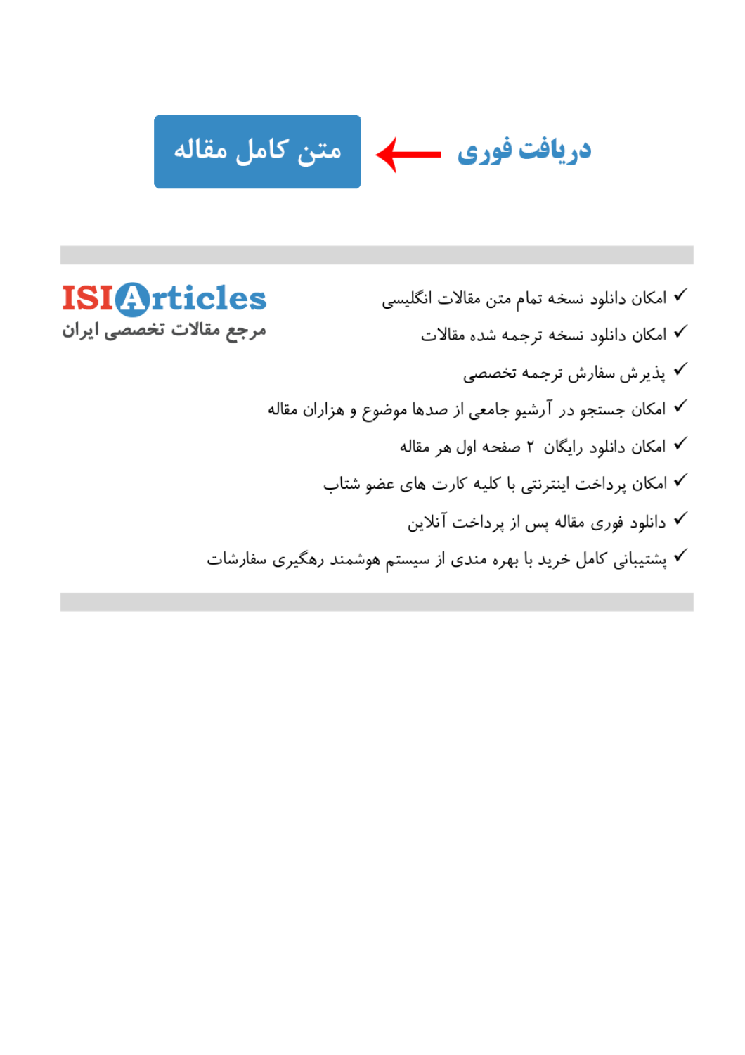دریافت فوری ← متن کامل مقاله

ISIArticles
مرجع مقالات تخصصی ایران

- ✓ امکان دانلود نسخه تمام متن مقالات انگلیسی
- ✓ امکان دانلود نسخه ترجمه شده مقالات
- ✓ پذیرش سفارش ترجمه تخصصی
- ✓ امکان جستجو در آرشیو جامعی از صدها موضوع و هزاران مقاله
- ✓ امکان دانلود رایگان ۲ صفحه اول هر مقاله
- ✓ امکان پرداخت اینترنتی با کلیه کارت های عضو شتاب
- ✓ دانلود فوری مقاله پس از پرداخت آنلاین
- ✓ پشتیبانی کامل خرید با بهره مندی از سیستم هوشمند رهگیری سفارشات